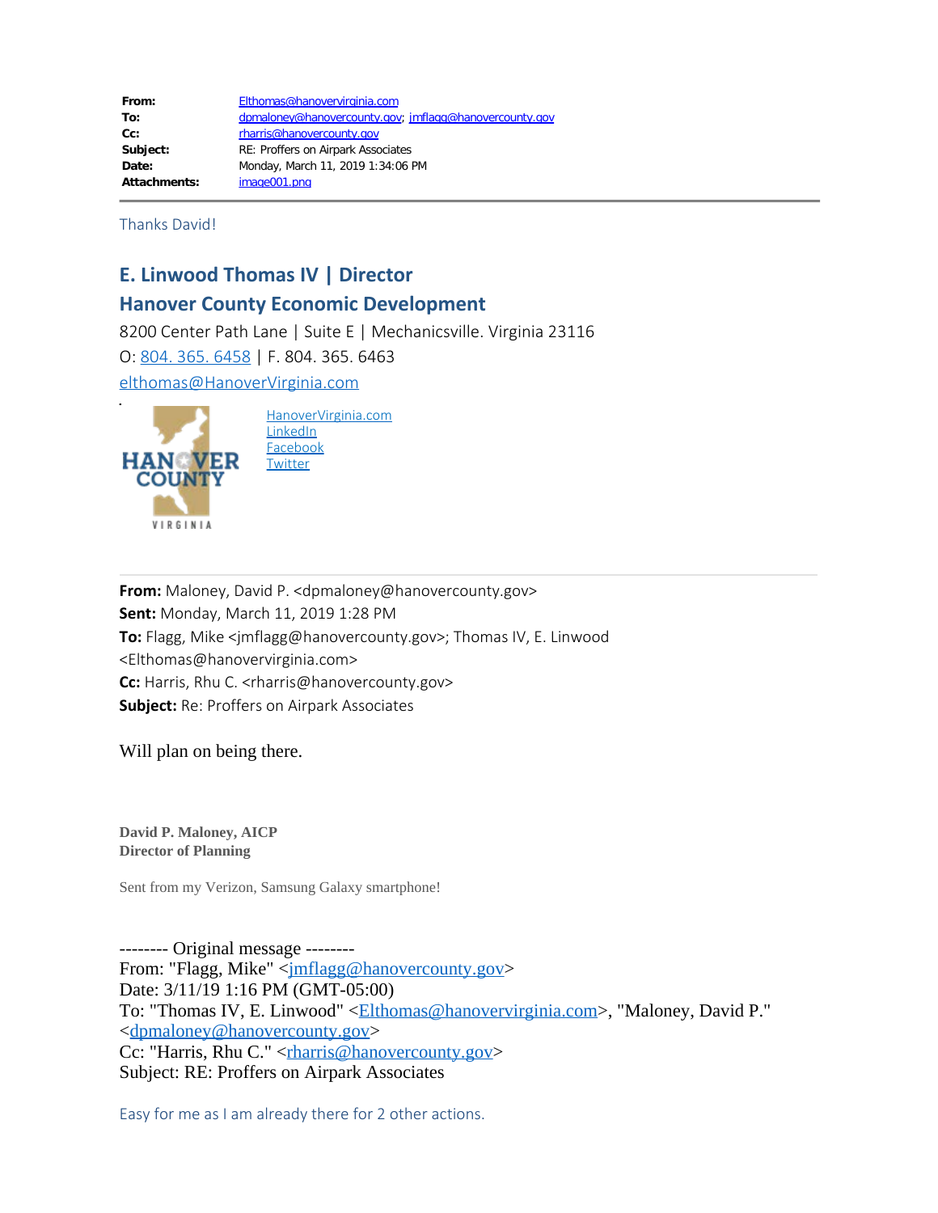| | |
|---|---|
| **From:** | Elthomas@hanovervirginia.com |
| **To:** | dpmaloney@hanovercounty.gov; jmflagg@hanovercounty.gov |
| **Cc:** | rharris@hanovercounty.gov |
| **Subject:** | RE: Proffers on Airpark Associates |
| **Date:** | Monday, March 11, 2019 1:34:06 PM |
| **Attachments:** | image001.png |

Thanks David!

**E. Linwood Thomas IV | Director**

**Hanover County Economic Development**

8200 Center Path Lane | Suite E | Mechanicsville. Virginia 23116

O: 804. 365. 6458 | F. 804. 365. 6463

elthomas@HanoverVirginia.com

HANOVER COUNTY VIRGINIA

HanoverVirginia.com
LinkedIn
Facebook
Twitter

---

**From:** Maloney, David P. <dpmaloney@hanovercounty.gov>
**Sent:** Monday, March 11, 2019 1:28 PM
**To:** Flagg, Mike <jmflagg@hanovercounty.gov>; Thomas IV, E. Linwood <Elthomas@hanovervirginia.com>
**Cc:** Harris, Rhu C. <rharris@hanovercounty.gov>
**Subject:** Re: Proffers on Airpark Associates

Will plan on being there.

**David P. Maloney, AICP**
**Director of Planning**

Sent from my Verizon, Samsung Galaxy smartphone!

-------- Original message --------
From: "Flagg, Mike" <jmflagg@hanovercounty.gov>
Date: 3/11/19 1:16 PM (GMT-05:00)
To: "Thomas IV, E. Linwood" <Elthomas@hanovervirginia.com>, "Maloney, David P." <dpmaloney@hanovercounty.gov>
Cc: "Harris, Rhu C." <rharris@hanovercounty.gov>
Subject: RE: Proffers on Airpark Associates

Easy for me as I am already there for 2 other actions.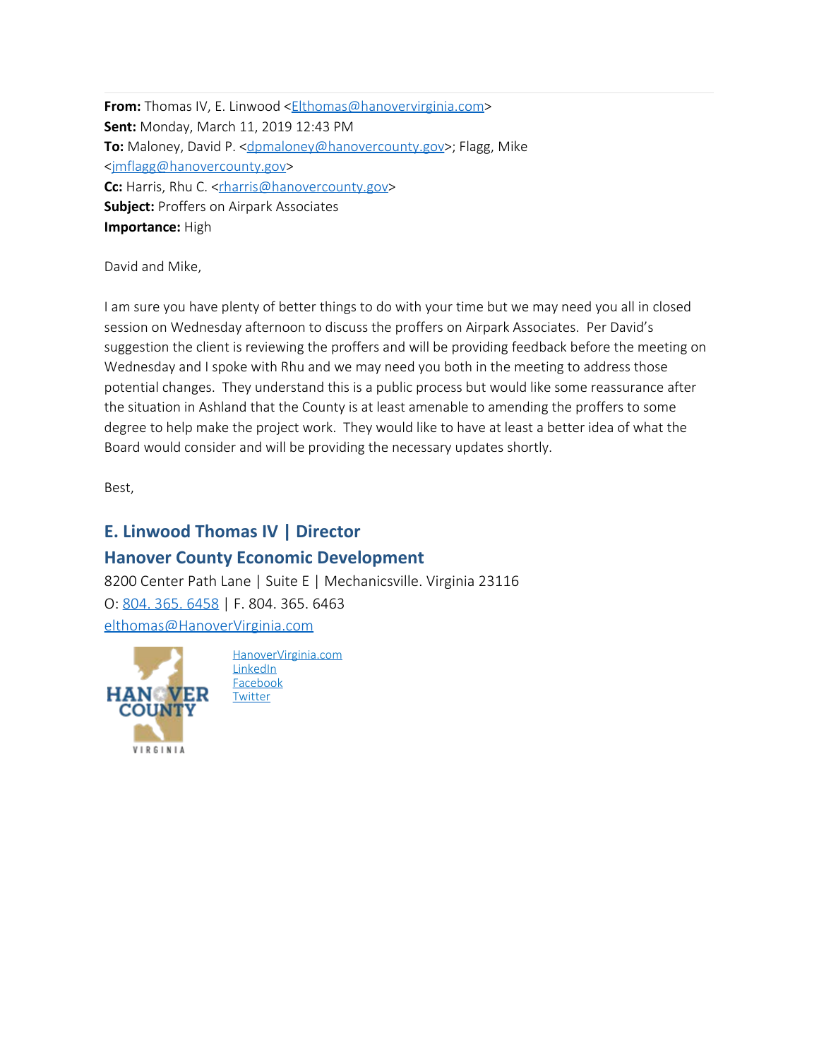**From:** Thomas IV, E. Linwood <Elthomas@hanovervirginia.com>
**Sent:** Monday, March 11, 2019 12:43 PM
**To:** Maloney, David P. <dpmaloney@hanovercounty.gov>; Flagg, Mike <jmflagg@hanovercounty.gov>
**Cc:** Harris, Rhu C. <rharris@hanovercounty.gov>
**Subject:** Proffers on Airpark Associates
**Importance:** High

David and Mike,

I am sure you have plenty of better things to do with your time but we may need you all in closed session on Wednesday afternoon to discuss the proffers on Airpark Associates. Per David's suggestion the client is reviewing the proffers and will be providing feedback before the meeting on Wednesday and I spoke with Rhu and we may need you both in the meeting to address those potential changes. They understand this is a public process but would like some reassurance after the situation in Ashland that the County is at least amenable to amending the proffers to some degree to help make the project work. They would like to have at least a better idea of what the Board would consider and will be providing the necessary updates shortly.

Best,

**E. Linwood Thomas IV | Director**
**Hanover County Economic Development**
8200 Center Path Lane | Suite E | Mechanicsville. Virginia 23116
O: 804. 365. 6458 | F. 804. 365. 6463
elthomas@HanoverVirginia.com

HANOVER COUNTY VIRGINIA

HanoverVirginia.com
LinkedIn
Facebook
Twitter